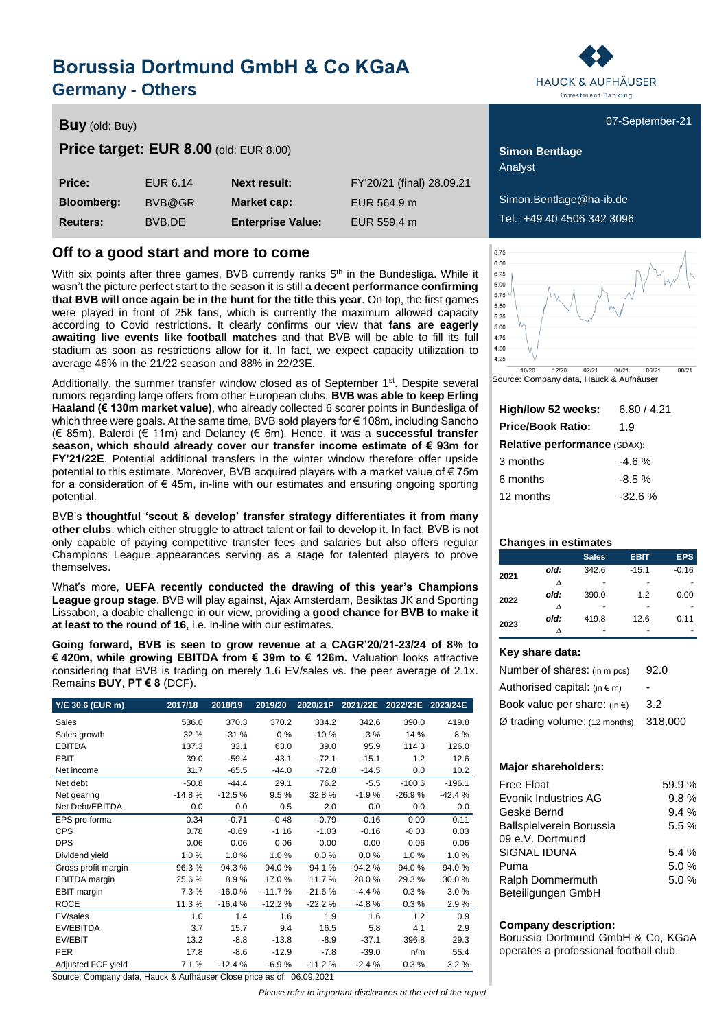# Borussia Dortmund GmbH & Co KGaA

## Germany - Others

HAUCK & AUFHÄUSER Investment Banking

**Buy** (old: Buy)

07-September-21

**Price target: EUR 8.00** (old: EUR 8.00)

| **Price:** | EUR 6.14 | **Next result:** | FY'20/21 (final) 28.09.21 |
|---|---|---|---|
| **Bloomberg:** | BVB@GR | **Market cap:** | EUR 564.9 m |
| **Reuters:** | BVB.DE | **Enterprise Value:** | EUR 559.4 m |

**Simon Bentlage**
Analyst

Simon.Bentlage@ha-ib.de
Tel.: +49 40 4506 342 3096

## Off to a good start and more to come

With six points after three games, BVB currently ranks 5[th] in the Bundesliga. While it wasn't the picture perfect start to the season it is still **a decent performance confirming that BVB will once again be in the hunt for the title this year**. On top, the first games were played in front of 25k fans, which is currently the maximum allowed capacity according to Covid restrictions. It clearly confirms our view that **fans are eagerly awaiting live events like football matches** and that BVB will be able to fill its full stadium as soon as restrictions allow for it. In fact, we expect capacity utilization to average 46% in the 21/22 season and 88% in 22/23E.

Additionally, the summer transfer window closed as of September 1[st]. Despite several rumors regarding large offers from other European clubs, **BVB was able to keep Erling Haaland (€ 130m market value)**, who already collected 6 scorer points in Bundesliga of which three were goals. At the same time, BVB sold players for € 108m, including Sancho (€ 85m), Balerdi (€ 11m) and Delaney (€ 6m). Hence, it was a **successful transfer season, which should already cover our transfer income estimate of € 93m for FY'21/22E**. Potential additional transfers in the winter window therefore offer upside potential to this estimate. Moreover, BVB acquired players with a market value of € 75m for a consideration of € 45m, in-line with our estimates and ensuring ongoing sporting potential.

BVB's **thoughtful 'scout & develop' transfer strategy differentiates it from many other clubs**, which either struggle to attract talent or fail to develop it. In fact, BVB is not only capable of paying competitive transfer fees and salaries but also offers regular Champions League appearances serving as a stage for talented players to prove themselves.

What's more, **UEFA recently conducted the drawing of this year's Champions League group stage**. BVB will play against, Ajax Amsterdam, Besiktas JK and Sporting Lissabon, a doable challenge in our view, providing a **good chance for BVB to make it at least to the round of 16**, i.e. in-line with our estimates.

**Going forward, BVB is seen to grow revenue at a CAGR'20/21-23/24 of 8% to € 420m, while growing EBITDA from € 39m to € 126m.** Valuation looks attractive considering that BVB is trading on merely 1.6 EV/sales vs. the peer average of 2.1x. Remains **BUY**, **PT € 8** (DCF).

| Y/E 30.6 (EUR m) | 2017/18 | 2018/19 | 2019/20 | 2020/21P | 2021/22E | 2022/23E | 2023/24E |
|---|---|---|---|---|---|---|---|
| Sales | 536.0 | 370.3 | 370.2 | 334.2 | 342.6 | 390.0 | 419.8 |
| Sales growth | 32 % | -31 % | 0 % | -10 % | 3 % | 14 % | 8 % |
| EBITDA | 137.3 | 33.1 | 63.0 | 39.0 | 95.9 | 114.3 | 126.0 |
| EBIT | 39.0 | -59.4 | -43.1 | -72.1 | -15.1 | 1.2 | 12.6 |
| Net income | 31.7 | -65.5 | -44.0 | -72.8 | -14.5 | 0.0 | 10.2 |
| Net debt | -50.8 | -44.4 | 29.1 | 76.2 | -5.5 | -100.6 | -196.1 |
| Net gearing | -14.8 % | -12.5 % | 9.5 % | 32.8 % | -1.9 % | -26.9 % | -42.4 % |
| Net Debt/EBITDA | 0.0 | 0.0 | 0.5 | 2.0 | 0.0 | 0.0 | 0.0 |
| EPS pro forma | 0.34 | -0.71 | -0.48 | -0.79 | -0.16 | 0.00 | 0.11 |
| CPS | 0.78 | -0.69 | -1.16 | -1.03 | -0.16 | -0.03 | 0.03 |
| DPS | 0.06 | 0.06 | 0.06 | 0.00 | 0.00 | 0.06 | 0.06 |
| Dividend yield | 1.0 % | 1.0 % | 1.0 % | 0.0 % | 0.0 % | 1.0 % | 1.0 % |
| Gross profit margin | 96.3 % | 94.3 % | 94.0 % | 94.1 % | 94.2 % | 94.0 % | 94.0 % |
| EBITDA margin | 25.6 % | 8.9 % | 17.0 % | 11.7 % | 28.0 % | 29.3 % | 30.0 % |
| EBIT margin | 7.3 % | -16.0 % | -11.7 % | -21.6 % | -4.4 % | 0.3 % | 3.0 % |
| ROCE | 11.3 % | -16.4 % | -12.2 % | -22.2 % | -4.8 % | 0.3 % | 2.9 % |
| EV/sales | 1.0 | 1.4 | 1.6 | 1.9 | 1.6 | 1.2 | 0.9 |
| EV/EBITDA | 3.7 | 15.7 | 9.4 | 16.5 | 5.8 | 4.1 | 2.9 |
| EV/EBIT | 13.2 | -8.8 | -13.8 | -8.9 | -37.1 | 396.8 | 29.3 |
| PER | 17.8 | -8.6 | -12.9 | -7.8 | -39.0 | n/m | 55.4 |
| Adjusted FCF yield | 7.1 % | -12.4 % | -6.9 % | -11.2 % | -2.4 % | 0.3 % | 3.2 % |

Source: Company data, Hauck & Aufhäuser Close price as of: 06.09.2021

Source: Company data, Hauck & Aufhäuser

| **High/low 52 weeks:** | 6.80 / 4.21 |
|---|---|
| **Price/Book Ratio:** | 1.9 |
| **Relative performance** (SDAX): | |
| 3 months | -4.6 % |
| 6 months | -8.5 % |
| 12 months | -32.6 % |

**Changes in estimates**

| | | Sales | EBIT | EPS |
|---|---|---|---|---|
| 2021 | old: | 342.6 | -15.1 | -0.16 |
| | Δ | - | - | - |
| 2022 | old: | 390.0 | 1.2 | 0.00 |
| | Δ | - | - | - |
| 2023 | old: | 419.8 | 12.6 | 0.11 |
| | Δ | - | - | - |

**Key share data:**

| | |
|---|---|
| Number of shares: (in m pcs) | 92.0 |
| Authorised capital: (in € m) | - |
| Book value per share: (in €) | 3.2 |
| Ø trading volume: (12 months) | 318,000 |

**Major shareholders:**

| | |
|---|---|
| Free Float | 59.9 % |
| Evonik Industries AG | 9.8 % |
| Geske Bernd | 9.4 % |
| Ballspielverein Borussia 09 e.V. Dortmund | 5.5 % |
| SIGNAL IDUNA | 5.4 % |
| Puma | 5.0 % |
| Ralph Dommermuth Beteiligungen GmbH | 5.0 % |

**Company description:**
Borussia Dortmund GmbH & Co, KGaA operates a professional football club.

*Please refer to important disclosures at the end of the report*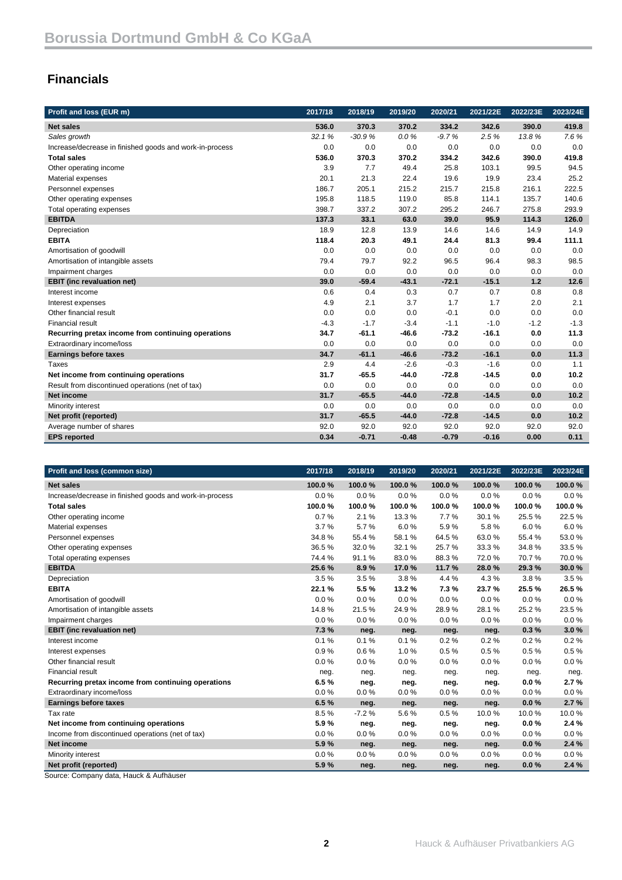# Borussia Dortmund GmbH & Co KGaA

## Financials

| Profit and loss (EUR m) | 2017/18 | 2018/19 | 2019/20 | 2020/21 | 2021/22E | 2022/23E | 2023/24E |
|---|---|---|---|---|---|---|---|
| **Net sales** | **536.0** | **370.3** | **370.2** | **334.2** | **342.6** | **390.0** | **419.8** |
| *Sales growth* | *32.1 %* | *-30.9 %* | *0.0 %* | *-9.7 %* | *2.5 %* | *13.8 %* | *7.6 %* |
| Increase/decrease in finished goods and work-in-process | 0.0 | 0.0 | 0.0 | 0.0 | 0.0 | 0.0 | 0.0 |
| **Total sales** | **536.0** | **370.3** | **370.2** | **334.2** | **342.6** | **390.0** | **419.8** |
| Other operating income | 3.9 | 7.7 | 49.4 | 25.8 | 103.1 | 99.5 | 94.5 |
| Material expenses | 20.1 | 21.3 | 22.4 | 19.6 | 19.9 | 23.4 | 25.2 |
| Personnel expenses | 186.7 | 205.1 | 215.2 | 215.7 | 215.8 | 216.1 | 222.5 |
| Other operating expenses | 195.8 | 118.5 | 119.0 | 85.8 | 114.1 | 135.7 | 140.6 |
| Total operating expenses | 398.7 | 337.2 | 307.2 | 295.2 | 246.7 | 275.8 | 293.9 |
| **EBITDA** | **137.3** | **33.1** | **63.0** | **39.0** | **95.9** | **114.3** | **126.0** |
| Depreciation | 18.9 | 12.8 | 13.9 | 14.6 | 14.6 | 14.9 | 14.9 |
| **EBITA** | **118.4** | **20.3** | **49.1** | **24.4** | **81.3** | **99.4** | **111.1** |
| Amortisation of goodwill | 0.0 | 0.0 | 0.0 | 0.0 | 0.0 | 0.0 | 0.0 |
| Amortisation of intangible assets | 79.4 | 79.7 | 92.2 | 96.5 | 96.4 | 98.3 | 98.5 |
| Impairment charges | 0.0 | 0.0 | 0.0 | 0.0 | 0.0 | 0.0 | 0.0 |
| **EBIT (inc revaluation net)** | **39.0** | **-59.4** | **-43.1** | **-72.1** | **-15.1** | **1.2** | **12.6** |
| Interest income | 0.6 | 0.4 | 0.3 | 0.7 | 0.7 | 0.8 | 0.8 |
| Interest expenses | 4.9 | 2.1 | 3.7 | 1.7 | 1.7 | 2.0 | 2.1 |
| Other financial result | 0.0 | 0.0 | 0.0 | -0.1 | 0.0 | 0.0 | 0.0 |
| Financial result | -4.3 | -1.7 | -3.4 | -1.1 | -1.0 | -1.2 | -1.3 |
| **Recurring pretax income from continuing operations** | **34.7** | **-61.1** | **-46.6** | **-73.2** | **-16.1** | **0.0** | **11.3** |
| Extraordinary income/loss | 0.0 | 0.0 | 0.0 | 0.0 | 0.0 | 0.0 | 0.0 |
| **Earnings before taxes** | **34.7** | **-61.1** | **-46.6** | **-73.2** | **-16.1** | **0.0** | **11.3** |
| Taxes | 2.9 | 4.4 | -2.6 | -0.3 | -1.6 | 0.0 | 1.1 |
| **Net income from continuing operations** | **31.7** | **-65.5** | **-44.0** | **-72.8** | **-14.5** | **0.0** | **10.2** |
| Result from discontinued operations (net of tax) | 0.0 | 0.0 | 0.0 | 0.0 | 0.0 | 0.0 | 0.0 |
| **Net income** | **31.7** | **-65.5** | **-44.0** | **-72.8** | **-14.5** | **0.0** | **10.2** |
| Minority interest | 0.0 | 0.0 | 0.0 | 0.0 | 0.0 | 0.0 | 0.0 |
| **Net profit (reported)** | **31.7** | **-65.5** | **-44.0** | **-72.8** | **-14.5** | **0.0** | **10.2** |
| Average number of shares | 92.0 | 92.0 | 92.0 | 92.0 | 92.0 | 92.0 | 92.0 |
| **EPS reported** | **0.34** | **-0.71** | **-0.48** | **-0.79** | **-0.16** | **0.00** | **0.11** |

| Profit and loss (common size) | 2017/18 | 2018/19 | 2019/20 | 2020/21 | 2021/22E | 2022/23E | 2023/24E |
|---|---|---|---|---|---|---|---|
| **Net sales** | **100.0 %** | **100.0 %** | **100.0 %** | **100.0 %** | **100.0 %** | **100.0 %** | **100.0 %** |
| Increase/decrease in finished goods and work-in-process | 0.0 % | 0.0 % | 0.0 % | 0.0 % | 0.0 % | 0.0 % | 0.0 % |
| **Total sales** | **100.0 %** | **100.0 %** | **100.0 %** | **100.0 %** | **100.0 %** | **100.0 %** | **100.0 %** |
| Other operating income | 0.7 % | 2.1 % | 13.3 % | 7.7 % | 30.1 % | 25.5 % | 22.5 % |
| Material expenses | 3.7 % | 5.7 % | 6.0 % | 5.9 % | 5.8 % | 6.0 % | 6.0 % |
| Personnel expenses | 34.8 % | 55.4 % | 58.1 % | 64.5 % | 63.0 % | 55.4 % | 53.0 % |
| Other operating expenses | 36.5 % | 32.0 % | 32.1 % | 25.7 % | 33.3 % | 34.8 % | 33.5 % |
| Total operating expenses | 74.4 % | 91.1 % | 83.0 % | 88.3 % | 72.0 % | 70.7 % | 70.0 % |
| **EBITDA** | **25.6 %** | **8.9 %** | **17.0 %** | **11.7 %** | **28.0 %** | **29.3 %** | **30.0 %** |
| Depreciation | 3.5 % | 3.5 % | 3.8 % | 4.4 % | 4.3 % | 3.8 % | 3.5 % |
| **EBITA** | **22.1 %** | **5.5 %** | **13.2 %** | **7.3 %** | **23.7 %** | **25.5 %** | **26.5 %** |
| Amortisation of goodwill | 0.0 % | 0.0 % | 0.0 % | 0.0 % | 0.0 % | 0.0 % | 0.0 % |
| Amortisation of intangible assets | 14.8 % | 21.5 % | 24.9 % | 28.9 % | 28.1 % | 25.2 % | 23.5 % |
| Impairment charges | 0.0 % | 0.0 % | 0.0 % | 0.0 % | 0.0 % | 0.0 % | 0.0 % |
| **EBIT (inc revaluation net)** | **7.3 %** | **neg.** | **neg.** | **neg.** | **neg.** | **0.3 %** | **3.0 %** |
| Interest income | 0.1 % | 0.1 % | 0.1 % | 0.2 % | 0.2 % | 0.2 % | 0.2 % |
| Interest expenses | 0.9 % | 0.6 % | 1.0 % | 0.5 % | 0.5 % | 0.5 % | 0.5 % |
| Other financial result | 0.0 % | 0.0 % | 0.0 % | 0.0 % | 0.0 % | 0.0 % | 0.0 % |
| Financial result | neg. | neg. | neg. | neg. | neg. | neg. | neg. |
| **Recurring pretax income from continuing operations** | **6.5 %** | **neg.** | **neg.** | **neg.** | **neg.** | **0.0 %** | **2.7 %** |
| Extraordinary income/loss | 0.0 % | 0.0 % | 0.0 % | 0.0 % | 0.0 % | 0.0 % | 0.0 % |
| **Earnings before taxes** | **6.5 %** | **neg.** | **neg.** | **neg.** | **neg.** | **0.0 %** | **2.7 %** |
| Tax rate | 8.5 % | -7.2 % | 5.6 % | 0.5 % | 10.0 % | 10.0 % | 10.0 % |
| **Net income from continuing operations** | **5.9 %** | **neg.** | **neg.** | **neg.** | **neg.** | **0.0 %** | **2.4 %** |
| Income from discontinued operations (net of tax) | 0.0 % | 0.0 % | 0.0 % | 0.0 % | 0.0 % | 0.0 % | 0.0 % |
| **Net income** | **5.9 %** | **neg.** | **neg.** | **neg.** | **neg.** | **0.0 %** | **2.4 %** |
| Minority interest | 0.0 % | 0.0 % | 0.0 % | 0.0 % | 0.0 % | 0.0 % | 0.0 % |
| **Net profit (reported)** | **5.9 %** | **neg.** | **neg.** | **neg.** | **neg.** | **0.0 %** | **2.4 %** |

Source: Company data, Hauck & Aufhäuser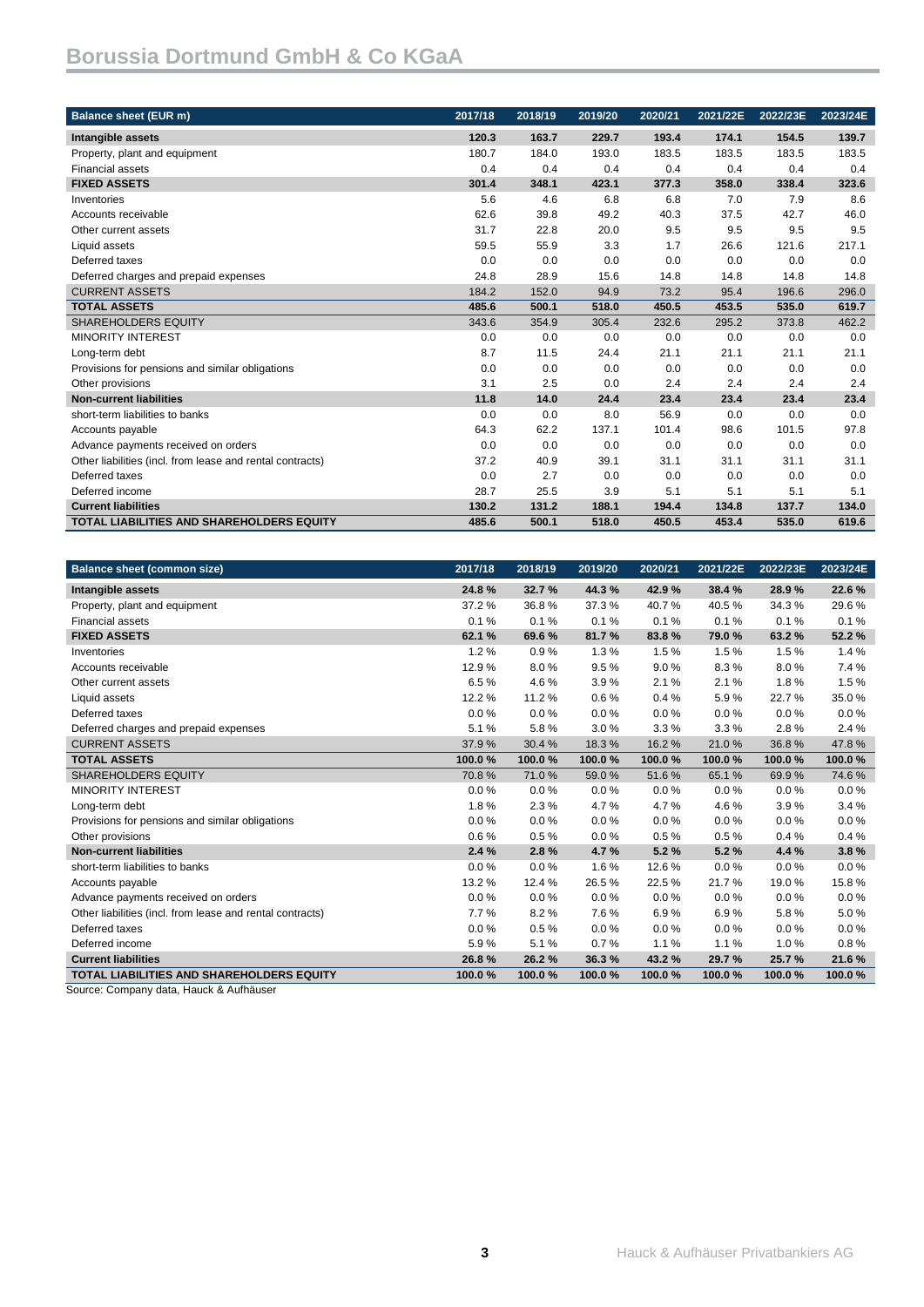# Borussia Dortmund GmbH & Co KGaA

| Balance sheet (EUR m) | 2017/18 | 2018/19 | 2019/20 | 2020/21 | 2021/22E | 2022/23E | 2023/24E |
|---|---|---|---|---|---|---|---|
| **Intangible assets** | **120.3** | **163.7** | **229.7** | **193.4** | **174.1** | **154.5** | **139.7** |
| Property, plant and equipment | 180.7 | 184.0 | 193.0 | 183.5 | 183.5 | 183.5 | 183.5 |
| Financial assets | 0.4 | 0.4 | 0.4 | 0.4 | 0.4 | 0.4 | 0.4 |
| **FIXED ASSETS** | **301.4** | **348.1** | **423.1** | **377.3** | **358.0** | **338.4** | **323.6** |
| Inventories | 5.6 | 4.6 | 6.8 | 6.8 | 7.0 | 7.9 | 8.6 |
| Accounts receivable | 62.6 | 39.8 | 49.2 | 40.3 | 37.5 | 42.7 | 46.0 |
| Other current assets | 31.7 | 22.8 | 20.0 | 9.5 | 9.5 | 9.5 | 9.5 |
| Liquid assets | 59.5 | 55.9 | 3.3 | 1.7 | 26.6 | 121.6 | 217.1 |
| Deferred taxes | 0.0 | 0.0 | 0.0 | 0.0 | 0.0 | 0.0 | 0.0 |
| Deferred charges and prepaid expenses | 24.8 | 28.9 | 15.6 | 14.8 | 14.8 | 14.8 | 14.8 |
| CURRENT ASSETS | 184.2 | 152.0 | 94.9 | 73.2 | 95.4 | 196.6 | 296.0 |
| **TOTAL ASSETS** | **485.6** | **500.1** | **518.0** | **450.5** | **453.5** | **535.0** | **619.7** |
| SHAREHOLDERS EQUITY | 343.6 | 354.9 | 305.4 | 232.6 | 295.2 | 373.8 | 462.2 |
| MINORITY INTEREST | 0.0 | 0.0 | 0.0 | 0.0 | 0.0 | 0.0 | 0.0 |
| Long-term debt | 8.7 | 11.5 | 24.4 | 21.1 | 21.1 | 21.1 | 21.1 |
| Provisions for pensions and similar obligations | 0.0 | 0.0 | 0.0 | 0.0 | 0.0 | 0.0 | 0.0 |
| Other provisions | 3.1 | 2.5 | 0.0 | 2.4 | 2.4 | 2.4 | 2.4 |
| **Non-current liabilities** | **11.8** | **14.0** | **24.4** | **23.4** | **23.4** | **23.4** | **23.4** |
| short-term liabilities to banks | 0.0 | 0.0 | 8.0 | 56.9 | 0.0 | 0.0 | 0.0 |
| Accounts payable | 64.3 | 62.2 | 137.1 | 101.4 | 98.6 | 101.5 | 97.8 |
| Advance payments received on orders | 0.0 | 0.0 | 0.0 | 0.0 | 0.0 | 0.0 | 0.0 |
| Other liabilities (incl. from lease and rental contracts) | 37.2 | 40.9 | 39.1 | 31.1 | 31.1 | 31.1 | 31.1 |
| Deferred taxes | 0.0 | 2.7 | 0.0 | 0.0 | 0.0 | 0.0 | 0.0 |
| Deferred income | 28.7 | 25.5 | 3.9 | 5.1 | 5.1 | 5.1 | 5.1 |
| **Current liabilities** | **130.2** | **131.2** | **188.1** | **194.4** | **134.8** | **137.7** | **134.0** |
| **TOTAL LIABILITIES AND SHAREHOLDERS EQUITY** | **485.6** | **500.1** | **518.0** | **450.5** | **453.4** | **535.0** | **619.6** |

| Balance sheet (common size) | 2017/18 | 2018/19 | 2019/20 | 2020/21 | 2021/22E | 2022/23E | 2023/24E |
|---|---|---|---|---|---|---|---|
| **Intangible assets** | **24.8 %** | **32.7 %** | **44.3 %** | **42.9 %** | **38.4 %** | **28.9 %** | **22.6 %** |
| Property, plant and equipment | 37.2 % | 36.8 % | 37.3 % | 40.7 % | 40.5 % | 34.3 % | 29.6 % |
| Financial assets | 0.1 % | 0.1 % | 0.1 % | 0.1 % | 0.1 % | 0.1 % | 0.1 % |
| **FIXED ASSETS** | **62.1 %** | **69.6 %** | **81.7 %** | **83.8 %** | **79.0 %** | **63.2 %** | **52.2 %** |
| Inventories | 1.2 % | 0.9 % | 1.3 % | 1.5 % | 1.5 % | 1.5 % | 1.4 % |
| Accounts receivable | 12.9 % | 8.0 % | 9.5 % | 9.0 % | 8.3 % | 8.0 % | 7.4 % |
| Other current assets | 6.5 % | 4.6 % | 3.9 % | 2.1 % | 2.1 % | 1.8 % | 1.5 % |
| Liquid assets | 12.2 % | 11.2 % | 0.6 % | 0.4 % | 5.9 % | 22.7 % | 35.0 % |
| Deferred taxes | 0.0 % | 0.0 % | 0.0 % | 0.0 % | 0.0 % | 0.0 % | 0.0 % |
| Deferred charges and prepaid expenses | 5.1 % | 5.8 % | 3.0 % | 3.3 % | 3.3 % | 2.8 % | 2.4 % |
| CURRENT ASSETS | 37.9 % | 30.4 % | 18.3 % | 16.2 % | 21.0 % | 36.8 % | 47.8 % |
| **TOTAL ASSETS** | **100.0 %** | **100.0 %** | **100.0 %** | **100.0 %** | **100.0 %** | **100.0 %** | **100.0 %** |
| SHAREHOLDERS EQUITY | 70.8 % | 71.0 % | 59.0 % | 51.6 % | 65.1 % | 69.9 % | 74.6 % |
| MINORITY INTEREST | 0.0 % | 0.0 % | 0.0 % | 0.0 % | 0.0 % | 0.0 % | 0.0 % |
| Long-term debt | 1.8 % | 2.3 % | 4.7 % | 4.7 % | 4.6 % | 3.9 % | 3.4 % |
| Provisions for pensions and similar obligations | 0.0 % | 0.0 % | 0.0 % | 0.0 % | 0.0 % | 0.0 % | 0.0 % |
| Other provisions | 0.6 % | 0.5 % | 0.0 % | 0.5 % | 0.5 % | 0.4 % | 0.4 % |
| **Non-current liabilities** | **2.4 %** | **2.8 %** | **4.7 %** | **5.2 %** | **5.2 %** | **4.4 %** | **3.8 %** |
| short-term liabilities to banks | 0.0 % | 0.0 % | 1.6 % | 12.6 % | 0.0 % | 0.0 % | 0.0 % |
| Accounts payable | 13.2 % | 12.4 % | 26.5 % | 22.5 % | 21.7 % | 19.0 % | 15.8 % |
| Advance payments received on orders | 0.0 % | 0.0 % | 0.0 % | 0.0 % | 0.0 % | 0.0 % | 0.0 % |
| Other liabilities (incl. from lease and rental contracts) | 7.7 % | 8.2 % | 7.6 % | 6.9 % | 6.9 % | 5.8 % | 5.0 % |
| Deferred taxes | 0.0 % | 0.5 % | 0.0 % | 0.0 % | 0.0 % | 0.0 % | 0.0 % |
| Deferred income | 5.9 % | 5.1 % | 0.7 % | 1.1 % | 1.1 % | 1.0 % | 0.8 % |
| **Current liabilities** | **26.8 %** | **26.2 %** | **36.3 %** | **43.2 %** | **29.7 %** | **25.7 %** | **21.6 %** |
| **TOTAL LIABILITIES AND SHAREHOLDERS EQUITY** | **100.0 %** | **100.0 %** | **100.0 %** | **100.0 %** | **100.0 %** | **100.0 %** | **100.0 %** |

Source: Company data, Hauck & Aufhäuser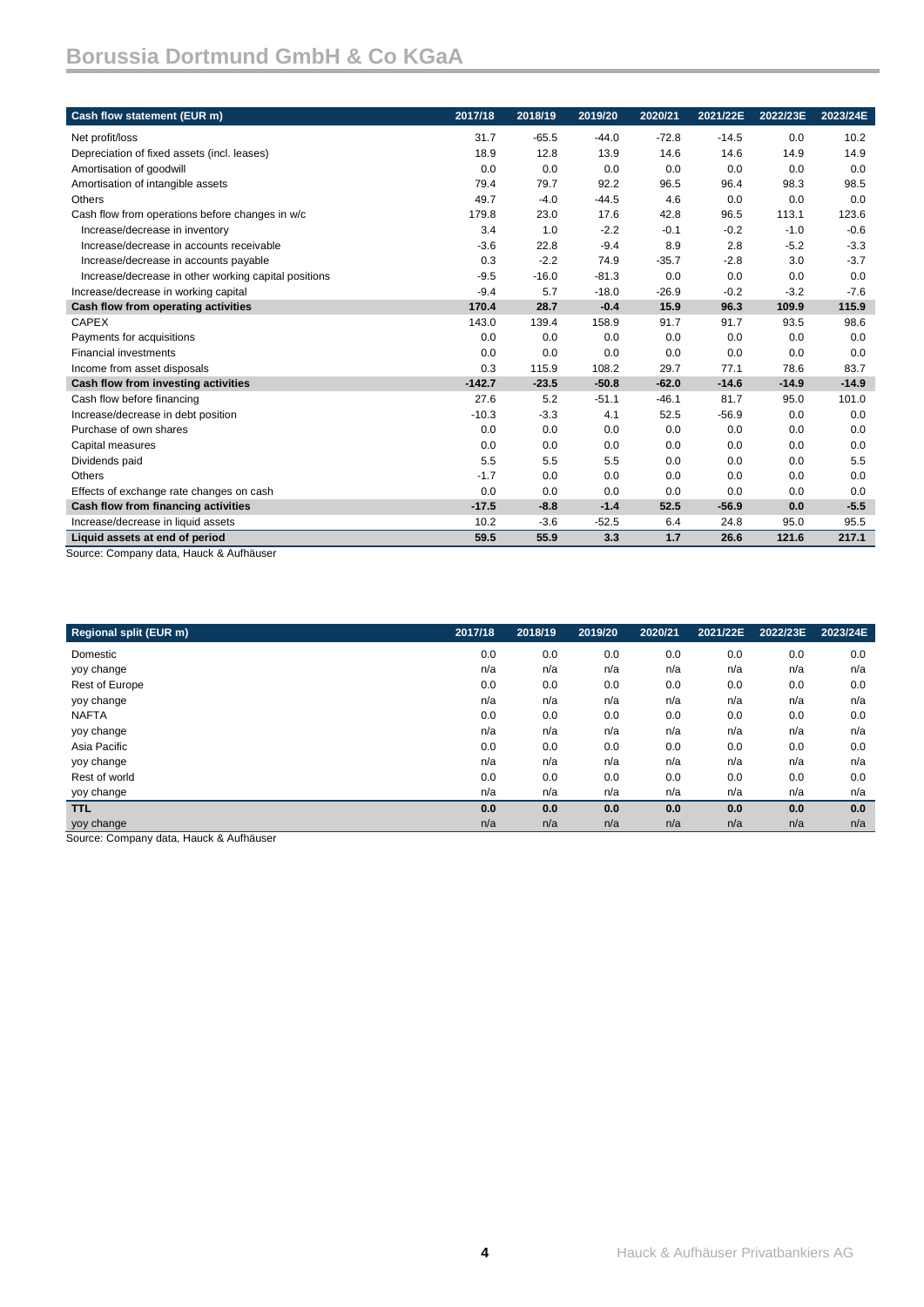| Cash flow statement (EUR m) | 2017/18 | 2018/19 | 2019/20 | 2020/21 | 2021/22E | 2022/23E | 2023/24E |
|---|---|---|---|---|---|---|---|
| Net profit/loss | 31.7 | -65.5 | -44.0 | -72.8 | -14.5 | 0.0 | 10.2 |
| Depreciation of fixed assets (incl. leases) | 18.9 | 12.8 | 13.9 | 14.6 | 14.6 | 14.9 | 14.9 |
| Amortisation of goodwill | 0.0 | 0.0 | 0.0 | 0.0 | 0.0 | 0.0 | 0.0 |
| Amortisation of intangible assets | 79.4 | 79.7 | 92.2 | 96.5 | 96.4 | 98.3 | 98.5 |
| Others | 49.7 | -4.0 | -44.5 | 4.6 | 0.0 | 0.0 | 0.0 |
| Cash flow from operations before changes in w/c | 179.8 | 23.0 | 17.6 | 42.8 | 96.5 | 113.1 | 123.6 |
| Increase/decrease in inventory | 3.4 | 1.0 | -2.2 | -0.1 | -0.2 | -1.0 | -0.6 |
| Increase/decrease in accounts receivable | -3.6 | 22.8 | -9.4 | 8.9 | 2.8 | -5.2 | -3.3 |
| Increase/decrease in accounts payable | 0.3 | -2.2 | 74.9 | -35.7 | -2.8 | 3.0 | -3.7 |
| Increase/decrease in other working capital positions | -9.5 | -16.0 | -81.3 | 0.0 | 0.0 | 0.0 | 0.0 |
| Increase/decrease in working capital | -9.4 | 5.7 | -18.0 | -26.9 | -0.2 | -3.2 | -7.6 |
| **Cash flow from operating activities** | **170.4** | **28.7** | **-0.4** | **15.9** | **96.3** | **109.9** | **115.9** |
| CAPEX | 143.0 | 139.4 | 158.9 | 91.7 | 91.7 | 93.5 | 98.6 |
| Payments for acquisitions | 0.0 | 0.0 | 0.0 | 0.0 | 0.0 | 0.0 | 0.0 |
| Financial investments | 0.0 | 0.0 | 0.0 | 0.0 | 0.0 | 0.0 | 0.0 |
| Income from asset disposals | 0.3 | 115.9 | 108.2 | 29.7 | 77.1 | 78.6 | 83.7 |
| **Cash flow from investing activities** | **-142.7** | **-23.5** | **-50.8** | **-62.0** | **-14.6** | **-14.9** | **-14.9** |
| Cash flow before financing | 27.6 | 5.2 | -51.1 | -46.1 | 81.7 | 95.0 | 101.0 |
| Increase/decrease in debt position | -10.3 | -3.3 | 4.1 | 52.5 | -56.9 | 0.0 | 0.0 |
| Purchase of own shares | 0.0 | 0.0 | 0.0 | 0.0 | 0.0 | 0.0 | 0.0 |
| Capital measures | 0.0 | 0.0 | 0.0 | 0.0 | 0.0 | 0.0 | 0.0 |
| Dividends paid | 5.5 | 5.5 | 5.5 | 0.0 | 0.0 | 0.0 | 5.5 |
| Others | -1.7 | 0.0 | 0.0 | 0.0 | 0.0 | 0.0 | 0.0 |
| Effects of exchange rate changes on cash | 0.0 | 0.0 | 0.0 | 0.0 | 0.0 | 0.0 | 0.0 |
| **Cash flow from financing activities** | **-17.5** | **-8.8** | **-1.4** | **52.5** | **-56.9** | **0.0** | **-5.5** |
| Increase/decrease in liquid assets | 10.2 | -3.6 | -52.5 | 6.4 | 24.8 | 95.0 | 95.5 |
| **Liquid assets at end of period** | **59.5** | **55.9** | **3.3** | **1.7** | **26.6** | **121.6** | **217.1** |

Source: Company data, Hauck & Aufhäuser

| Regional split (EUR m) | 2017/18 | 2018/19 | 2019/20 | 2020/21 | 2021/22E | 2022/23E | 2023/24E |
|---|---|---|---|---|---|---|---|
| Domestic | 0.0 | 0.0 | 0.0 | 0.0 | 0.0 | 0.0 | 0.0 |
| yoy change | n/a | n/a | n/a | n/a | n/a | n/a | n/a |
| Rest of Europe | 0.0 | 0.0 | 0.0 | 0.0 | 0.0 | 0.0 | 0.0 |
| yoy change | n/a | n/a | n/a | n/a | n/a | n/a | n/a |
| NAFTA | 0.0 | 0.0 | 0.0 | 0.0 | 0.0 | 0.0 | 0.0 |
| yoy change | n/a | n/a | n/a | n/a | n/a | n/a | n/a |
| Asia Pacific | 0.0 | 0.0 | 0.0 | 0.0 | 0.0 | 0.0 | 0.0 |
| yoy change | n/a | n/a | n/a | n/a | n/a | n/a | n/a |
| Rest of world | 0.0 | 0.0 | 0.0 | 0.0 | 0.0 | 0.0 | 0.0 |
| yoy change | n/a | n/a | n/a | n/a | n/a | n/a | n/a |
| **TTL** | **0.0** | **0.0** | **0.0** | **0.0** | **0.0** | **0.0** | **0.0** |
| yoy change | n/a | n/a | n/a | n/a | n/a | n/a | n/a |

Source: Company data, Hauck & Aufhäuser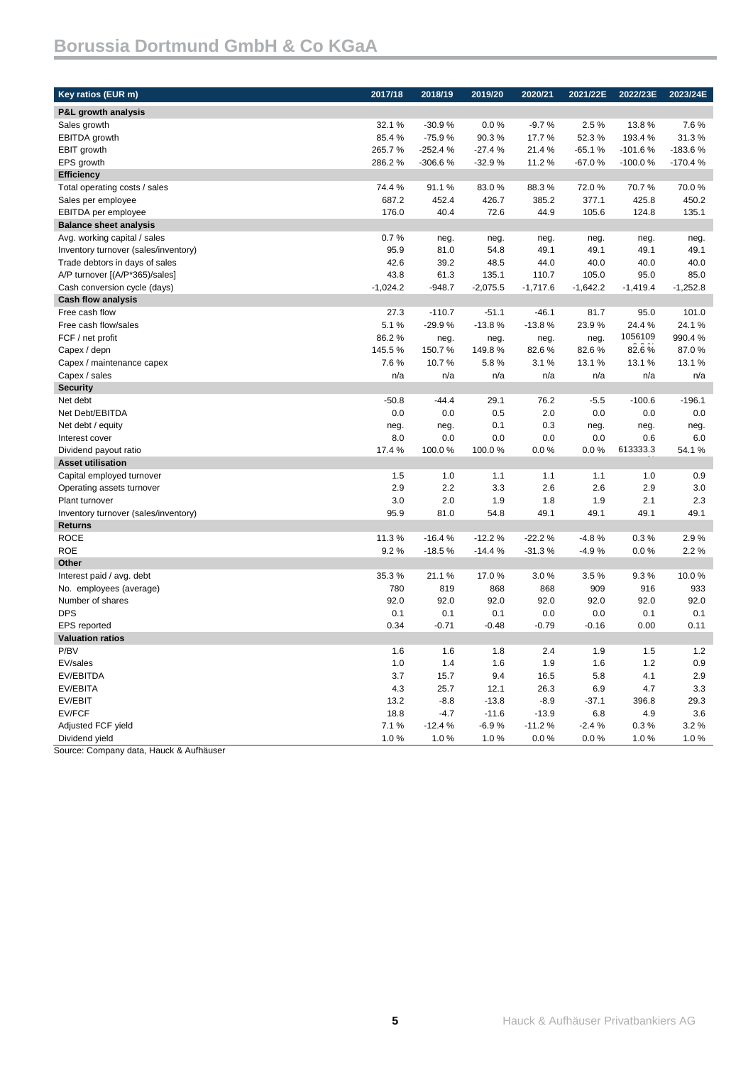# Borussia Dortmund GmbH & Co KGaA

| Key ratios (EUR m) | 2017/18 | 2018/19 | 2019/20 | 2020/21 | 2021/22E | 2022/23E | 2023/24E |
|---|---|---|---|---|---|---|---|
| **P&L growth analysis** | | | | | | | |
| Sales growth | 32.1 % | -30.9 % | 0.0 % | -9.7 % | 2.5 % | 13.8 % | 7.6 % |
| EBITDA growth | 85.4 % | -75.9 % | 90.3 % | 17.7 % | 52.3 % | 193.4 % | 31.3 % |
| EBIT growth | 265.7 % | -252.4 % | -27.4 % | 21.4 % | -65.1 % | -101.6 % | -183.6 % |
| EPS growth | 286.2 % | -306.6 % | -32.9 % | 11.2 % | -67.0 % | -100.0 % | -170.4 % |
| **Efficiency** | | | | | | | |
| Total operating costs / sales | 74.4 % | 91.1 % | 83.0 % | 88.3 % | 72.0 % | 70.7 % | 70.0 % |
| Sales per employee | 687.2 | 452.4 | 426.7 | 385.2 | 377.1 | 425.8 | 450.2 |
| EBITDA per employee | 176.0 | 40.4 | 72.6 | 44.9 | 105.6 | 124.8 | 135.1 |
| **Balance sheet analysis** | | | | | | | |
| Avg. working capital / sales | 0.7 % | neg. | neg. | neg. | neg. | neg. | neg. |
| Inventory turnover (sales/inventory) | 95.9 | 81.0 | 54.8 | 49.1 | 49.1 | 49.1 | 49.1 |
| Trade debtors in days of sales | 42.6 | 39.2 | 48.5 | 44.0 | 40.0 | 40.0 | 40.0 |
| A/P turnover [(A/P*365)/sales] | 43.8 | 61.3 | 135.1 | 110.7 | 105.0 | 95.0 | 85.0 |
| Cash conversion cycle (days) | -1,024.2 | -948.7 | -2,075.5 | -1,717.6 | -1,642.2 | -1,419.4 | -1,252.8 |
| **Cash flow analysis** | | | | | | | |
| Free cash flow | 27.3 | -110.7 | -51.1 | -46.1 | 81.7 | 95.0 | 101.0 |
| Free cash flow/sales | 5.1 % | -29.9 % | -13.8 % | -13.8 % | 23.9 % | 24.4 % | 24.1 % |
| FCF / net profit | 86.2 % | neg. | neg. | neg. | neg. | 1056109 | 990.4 % |
| Capex / depn | 145.5 % | 150.7 % | 149.8 % | 82.6 % | 82.6 % | 82.6 % | 87.0 % |
| Capex / maintenance capex | 7.6 % | 10.7 % | 5.8 % | 3.1 % | 13.1 % | 13.1 % | 13.1 % |
| Capex / sales | n/a | n/a | n/a | n/a | n/a | n/a | n/a |
| **Security** | | | | | | | |
| Net debt | -50.8 | -44.4 | 29.1 | 76.2 | -5.5 | -100.6 | -196.1 |
| Net Debt/EBITDA | 0.0 | 0.0 | 0.5 | 2.0 | 0.0 | 0.0 | 0.0 |
| Net debt / equity | neg. | neg. | 0.1 | 0.3 | neg. | neg. | neg. |
| Interest cover | 8.0 | 0.0 | 0.0 | 0.0 | 0.0 | 0.6 | 6.0 |
| Dividend payout ratio | 17.4 % | 100.0 % | 100.0 % | 0.0 % | 0.0 % | 613333.3 | 54.1 % |
| **Asset utilisation** | | | | | | | |
| Capital employed turnover | 1.5 | 1.0 | 1.1 | 1.1 | 1.1 | 1.0 | 0.9 |
| Operating assets turnover | 2.9 | 2.2 | 3.3 | 2.6 | 2.6 | 2.9 | 3.0 |
| Plant turnover | 3.0 | 2.0 | 1.9 | 1.8 | 1.9 | 2.1 | 2.3 |
| Inventory turnover (sales/inventory) | 95.9 | 81.0 | 54.8 | 49.1 | 49.1 | 49.1 | 49.1 |
| **Returns** | | | | | | | |
| ROCE | 11.3 % | -16.4 % | -12.2 % | -22.2 % | -4.8 % | 0.3 % | 2.9 % |
| ROE | 9.2 % | -18.5 % | -14.4 % | -31.3 % | -4.9 % | 0.0 % | 2.2 % |
| **Other** | | | | | | | |
| Interest paid / avg. debt | 35.3 % | 21.1 % | 17.0 % | 3.0 % | 3.5 % | 9.3 % | 10.0 % |
| No. employees (average) | 780 | 819 | 868 | 868 | 909 | 916 | 933 |
| Number of shares | 92.0 | 92.0 | 92.0 | 92.0 | 92.0 | 92.0 | 92.0 |
| DPS | 0.1 | 0.1 | 0.1 | 0.0 | 0.0 | 0.1 | 0.1 |
| EPS reported | 0.34 | -0.71 | -0.48 | -0.79 | -0.16 | 0.00 | 0.11 |
| **Valuation ratios** | | | | | | | |
| P/BV | 1.6 | 1.6 | 1.8 | 2.4 | 1.9 | 1.5 | 1.2 |
| EV/sales | 1.0 | 1.4 | 1.6 | 1.9 | 1.6 | 1.2 | 0.9 |
| EV/EBITDA | 3.7 | 15.7 | 9.4 | 16.5 | 5.8 | 4.1 | 2.9 |
| EV/EBITA | 4.3 | 25.7 | 12.1 | 26.3 | 6.9 | 4.7 | 3.3 |
| EV/EBIT | 13.2 | -8.8 | -13.8 | -8.9 | -37.1 | 396.8 | 29.3 |
| EV/FCF | 18.8 | -4.7 | -11.6 | -13.9 | 6.8 | 4.9 | 3.6 |
| Adjusted FCF yield | 7.1 % | -12.4 % | -6.9 % | -11.2 % | -2.4 % | 0.3 % | 3.2 % |
| Dividend yield | 1.0 % | 1.0 % | 1.0 % | 0.0 % | 0.0 % | 1.0 % | 1.0 % |

Source: Company data, Hauck & Aufhäuser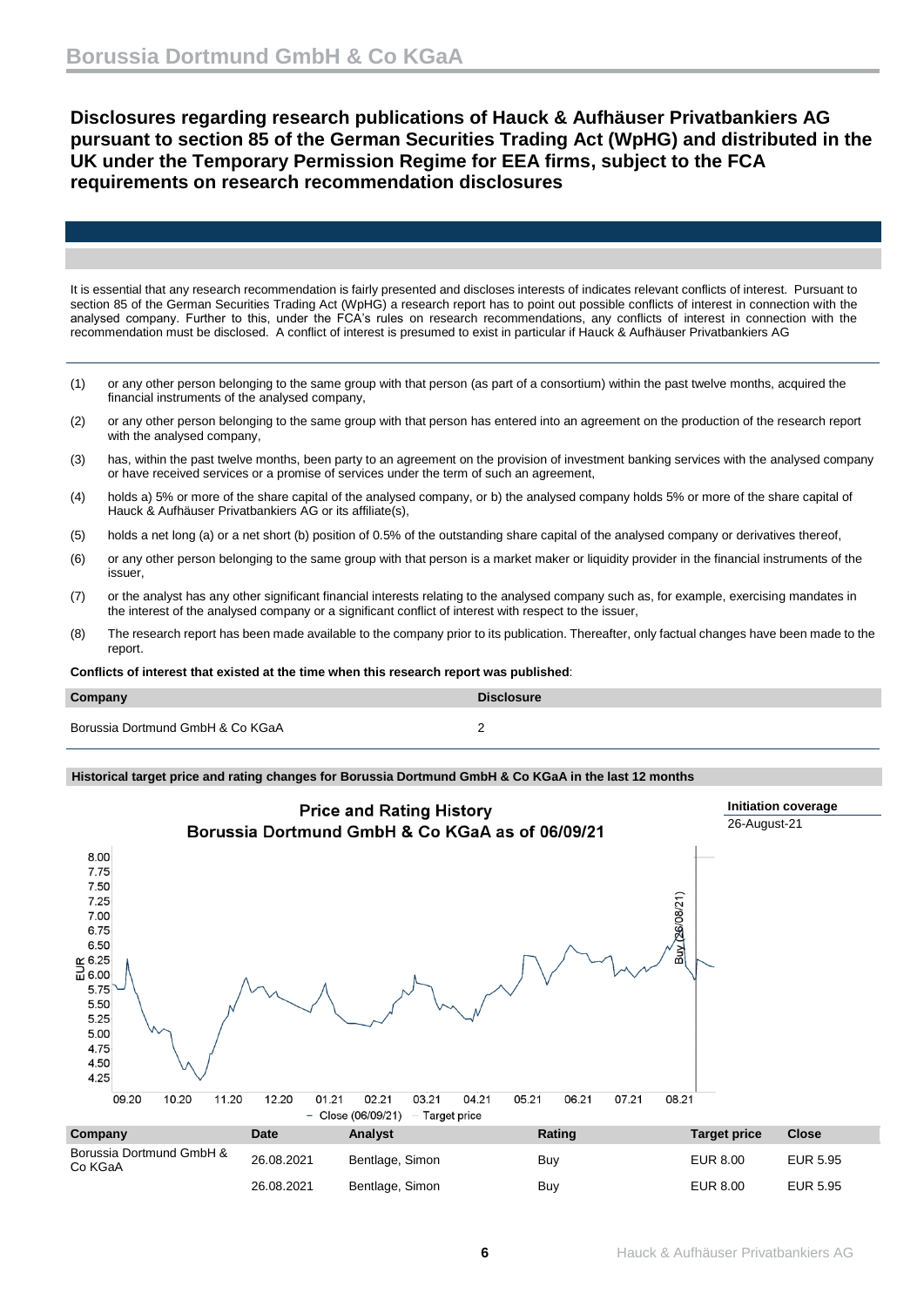## Disclosures regarding research publications of Hauck & Aufhäuser Privatbankiers AG pursuant to section 85 of the German Securities Trading Act (WpHG) and distributed in the UK under the Temporary Permission Regime for EEA firms, subject to the FCA requirements on research recommendation disclosures

It is essential that any research recommendation is fairly presented and discloses interests of indicates relevant conflicts of interest. Pursuant to section 85 of the German Securities Trading Act (WpHG) a research report has to point out possible conflicts of interest in connection with the analysed company. Further to this, under the FCA's rules on research recommendations, any conflicts of interest in connection with the recommendation must be disclosed. A conflict of interest is presumed to exist in particular if Hauck & Aufhäuser Privatbankiers AG

(1) or any other person belonging to the same group with that person (as part of a consortium) within the past twelve months, acquired the financial instruments of the analysed company,

(2) or any other person belonging to the same group with that person has entered into an agreement on the production of the research report with the analysed company,

(3) has, within the past twelve months, been party to an agreement on the provision of investment banking services with the analysed company or have received services or a promise of services under the term of such an agreement,

(4) holds a) 5% or more of the share capital of the analysed company, or b) the analysed company holds 5% or more of the share capital of Hauck & Aufhäuser Privatbankiers AG or its affiliate(s),

(5) holds a net long (a) or a net short (b) position of 0.5% of the outstanding share capital of the analysed company or derivatives thereof,

(6) or any other person belonging to the same group with that person is a market maker or liquidity provider in the financial instruments of the issuer,

(7) or the analyst has any other significant financial interests relating to the analysed company such as, for example, exercising mandates in the interest of the analysed company or a significant conflict of interest with respect to the issuer,

(8) The research report has been made available to the company prior to its publication. Thereafter, only factual changes have been made to the report.

**Conflicts of interest that existed at the time when this research report was published**:

| Company | Disclosure |
|---|---|
| Borussia Dortmund GmbH & Co KGaA | 2 |

**Historical target price and rating changes for Borussia Dortmund GmbH & Co KGaA in the last 12 months**

**Price and Rating History**
**Borussia Dortmund GmbH & Co KGaA as of 06/09/21**

**Initiation coverage**
26-August-21

| Company | Date | Analyst | Rating | Target price | Close |
|---|---|---|---|---|---|
| Borussia Dortmund GmbH & Co KGaA | 26.08.2021 | Bentlage, Simon | Buy | EUR 8.00 | EUR 5.95 |
| | 26.08.2021 | Bentlage, Simon | Buy | EUR 8.00 | EUR 5.95 |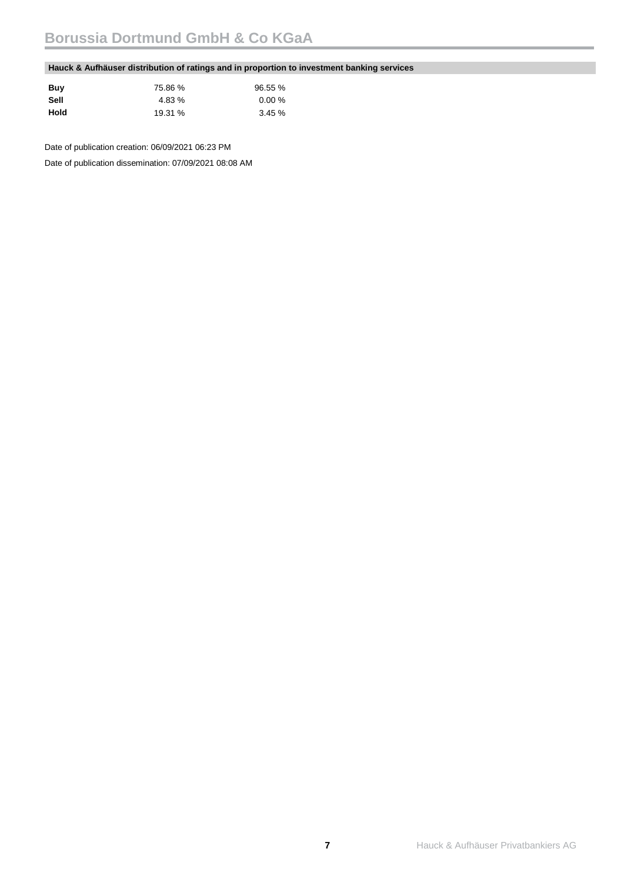### Hauck & Aufhäuser distribution of ratings and in proportion to investment banking services

| | | |
|---|---|---|
| **Buy** | 75.86 % | 96.55 % |
| **Sell** | 4.83 % | 0.00 % |
| **Hold** | 19.31 % | 3.45 % |

Date of publication creation: 06/09/2021 06:23 PM

Date of publication dissemination: 07/09/2021 08:08 AM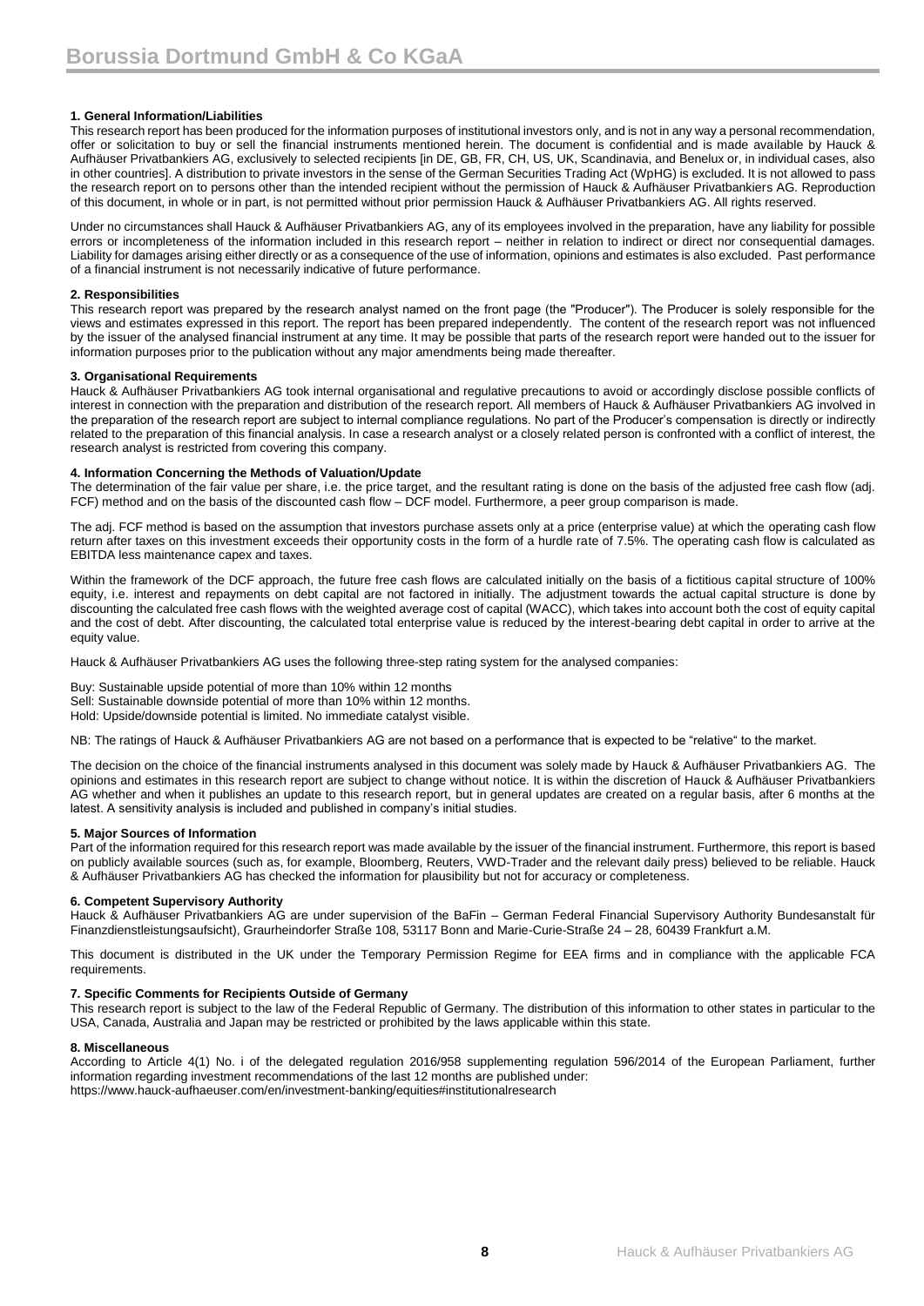# Borussia Dortmund GmbH & Co KGaA

### 1. General Information/Liabilities

This research report has been produced for the information purposes of institutional investors only, and is not in any way a personal recommendation, offer or solicitation to buy or sell the financial instruments mentioned herein. The document is confidential and is made available by Hauck & Aufhäuser Privatbankiers AG, exclusively to selected recipients [in DE, GB, FR, CH, US, UK, Scandinavia, and Benelux or, in individual cases, also in other countries]. A distribution to private investors in the sense of the German Securities Trading Act (WpHG) is excluded. It is not allowed to pass the research report on to persons other than the intended recipient without the permission of Hauck & Aufhäuser Privatbankiers AG. Reproduction of this document, in whole or in part, is not permitted without prior permission Hauck & Aufhäuser Privatbankiers AG. All rights reserved.

Under no circumstances shall Hauck & Aufhäuser Privatbankiers AG, any of its employees involved in the preparation, have any liability for possible errors or incompleteness of the information included in this research report – neither in relation to indirect or direct nor consequential damages. Liability for damages arising either directly or as a consequence of the use of information, opinions and estimates is also excluded. Past performance of a financial instrument is not necessarily indicative of future performance.

### 2. Responsibilities

This research report was prepared by the research analyst named on the front page (the "Producer"). The Producer is solely responsible for the views and estimates expressed in this report. The report has been prepared independently. The content of the research report was not influenced by the issuer of the analysed financial instrument at any time. It may be possible that parts of the research report were handed out to the issuer for information purposes prior to the publication without any major amendments being made thereafter.

### 3. Organisational Requirements

Hauck & Aufhäuser Privatbankiers AG took internal organisational and regulative precautions to avoid or accordingly disclose possible conflicts of interest in connection with the preparation and distribution of the research report. All members of Hauck & Aufhäuser Privatbankiers AG involved in the preparation of the research report are subject to internal compliance regulations. No part of the Producer's compensation is directly or indirectly related to the preparation of this financial analysis. In case a research analyst or a closely related person is confronted with a conflict of interest, the research analyst is restricted from covering this company.

### 4. Information Concerning the Methods of Valuation/Update

The determination of the fair value per share, i.e. the price target, and the resultant rating is done on the basis of the adjusted free cash flow (adj. FCF) method and on the basis of the discounted cash flow – DCF model. Furthermore, a peer group comparison is made.

The adj. FCF method is based on the assumption that investors purchase assets only at a price (enterprise value) at which the operating cash flow return after taxes on this investment exceeds their opportunity costs in the form of a hurdle rate of 7.5%. The operating cash flow is calculated as EBITDA less maintenance capex and taxes.

Within the framework of the DCF approach, the future free cash flows are calculated initially on the basis of a fictitious capital structure of 100% equity, i.e. interest and repayments on debt capital are not factored in initially. The adjustment towards the actual capital structure is done by discounting the calculated free cash flows with the weighted average cost of capital (WACC), which takes into account both the cost of equity capital and the cost of debt. After discounting, the calculated total enterprise value is reduced by the interest-bearing debt capital in order to arrive at the equity value.

Hauck & Aufhäuser Privatbankiers AG uses the following three-step rating system for the analysed companies:

Buy: Sustainable upside potential of more than 10% within 12 months
Sell: Sustainable downside potential of more than 10% within 12 months.
Hold: Upside/downside potential is limited. No immediate catalyst visible.

NB: The ratings of Hauck & Aufhäuser Privatbankiers AG are not based on a performance that is expected to be "relative" to the market.

The decision on the choice of the financial instruments analysed in this document was solely made by Hauck & Aufhäuser Privatbankiers AG. The opinions and estimates in this research report are subject to change without notice. It is within the discretion of Hauck & Aufhäuser Privatbankiers AG whether and when it publishes an update to this research report, but in general updates are created on a regular basis, after 6 months at the latest. A sensitivity analysis is included and published in company's initial studies.

### 5. Major Sources of Information

Part of the information required for this research report was made available by the issuer of the financial instrument. Furthermore, this report is based on publicly available sources (such as, for example, Bloomberg, Reuters, VWD-Trader and the relevant daily press) believed to be reliable. Hauck & Aufhäuser Privatbankiers AG has checked the information for plausibility but not for accuracy or completeness.

### 6. Competent Supervisory Authority

Hauck & Aufhäuser Privatbankiers AG are under supervision of the BaFin – German Federal Financial Supervisory Authority Bundesanstalt für Finanzdienstleistungsaufsicht), Graurheindorfer Straße 108, 53117 Bonn and Marie-Curie-Straße 24 – 28, 60439 Frankfurt a.M.

This document is distributed in the UK under the Temporary Permission Regime for EEA firms and in compliance with the applicable FCA requirements.

### 7. Specific Comments for Recipients Outside of Germany

This research report is subject to the law of the Federal Republic of Germany. The distribution of this information to other states in particular to the USA, Canada, Australia and Japan may be restricted or prohibited by the laws applicable within this state.

### 8. Miscellaneous

According to Article 4(1) No. i of the delegated regulation 2016/958 supplementing regulation 596/2014 of the European Parliament, further information regarding investment recommendations of the last 12 months are published under:
https://www.hauck-aufhaeuser.com/en/investment-banking/equities#institutionalresearch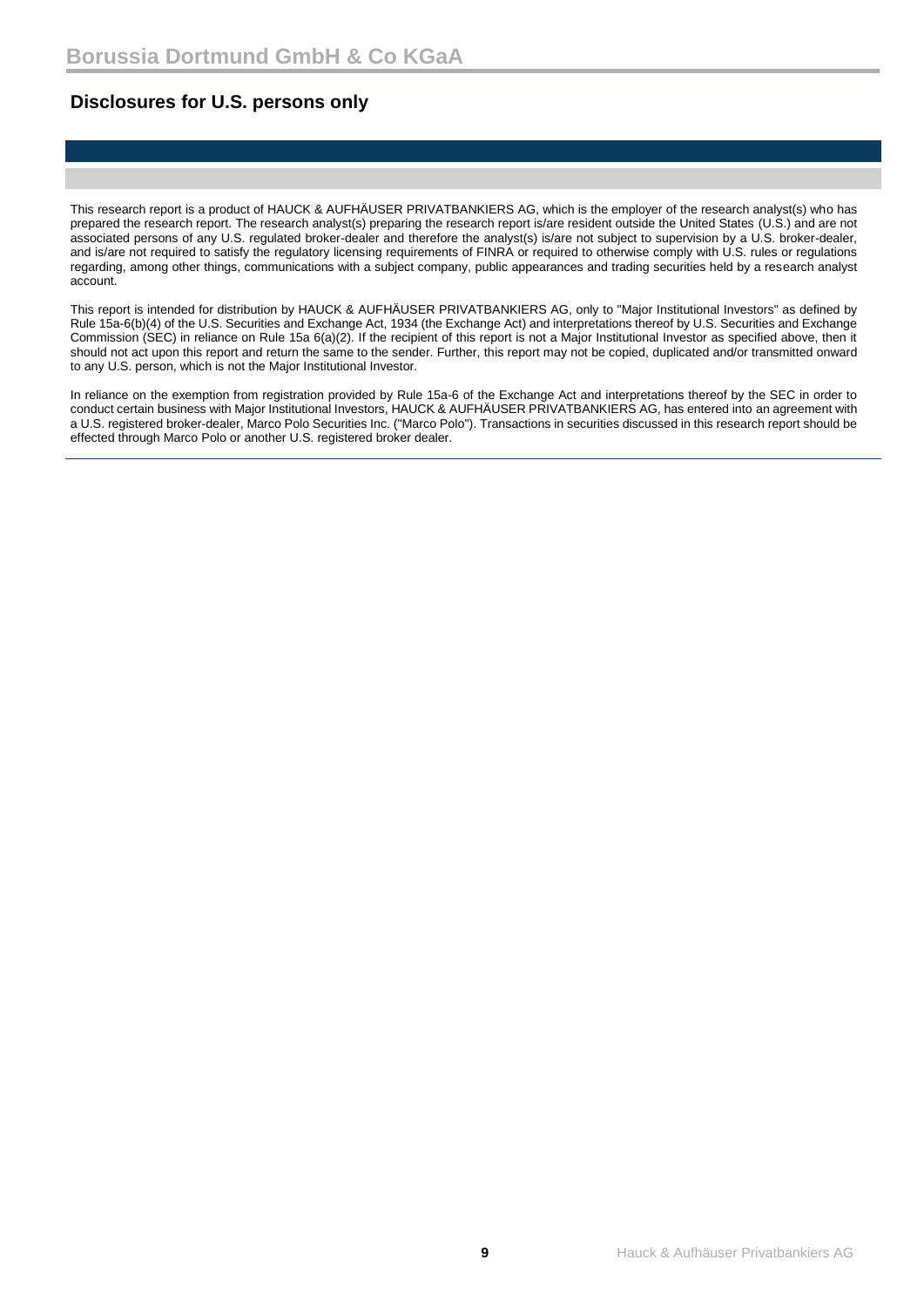## Disclosures for U.S. persons only

This research report is a product of HAUCK & AUFHÄUSER PRIVATBANKIERS AG, which is the employer of the research analyst(s) who has prepared the research report. The research analyst(s) preparing the research report is/are resident outside the United States (U.S.) and are not associated persons of any U.S. regulated broker-dealer and therefore the analyst(s) is/are not subject to supervision by a U.S. broker-dealer, and is/are not required to satisfy the regulatory licensing requirements of FINRA or required to otherwise comply with U.S. rules or regulations regarding, among other things, communications with a subject company, public appearances and trading securities held by a research analyst account.

This report is intended for distribution by HAUCK & AUFHÄUSER PRIVATBANKIERS AG, only to "Major Institutional Investors" as defined by Rule 15a-6(b)(4) of the U.S. Securities and Exchange Act, 1934 (the Exchange Act) and interpretations thereof by U.S. Securities and Exchange Commission (SEC) in reliance on Rule 15a 6(a)(2). If the recipient of this report is not a Major Institutional Investor as specified above, then it should not act upon this report and return the same to the sender. Further, this report may not be copied, duplicated and/or transmitted onward to any U.S. person, which is not the Major Institutional Investor.

In reliance on the exemption from registration provided by Rule 15a-6 of the Exchange Act and interpretations thereof by the SEC in order to conduct certain business with Major Institutional Investors, HAUCK & AUFHÄUSER PRIVATBANKIERS AG, has entered into an agreement with a U.S. registered broker-dealer, Marco Polo Securities Inc. ("Marco Polo"). Transactions in securities discussed in this research report should be effected through Marco Polo or another U.S. registered broker dealer.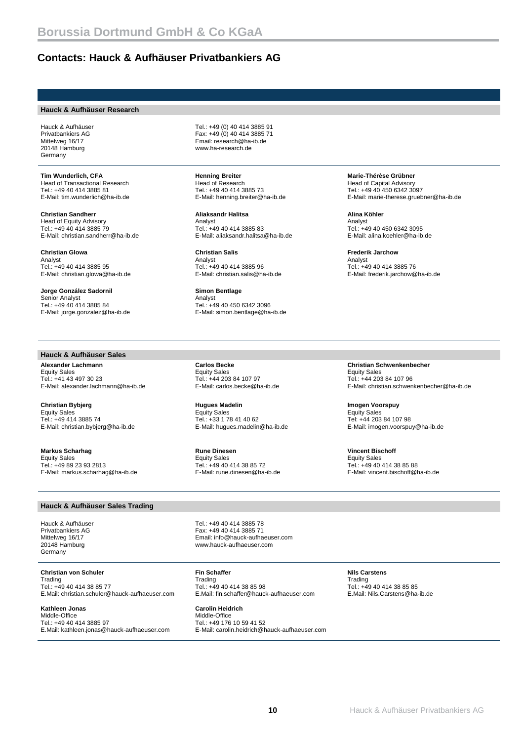# Contacts: Hauck & Aufhäuser Privatbankiers AG

## Hauck & Aufhäuser Research

Hauck & Aufhäuser
Privatbankiers AG
Mittelweg 16/17
20148 Hamburg
Germany

Tel.: +49 (0) 40 414 3885 91
Fax: +49 (0) 40 414 3885 71
Email: research@ha-ib.de
www.ha-research.de

**Tim Wunderlich, CFA**
Head of Transactional Research
Tel.: +49 40 414 3885 81
E-Mail: tim.wunderlich@ha-ib.de

**Henning Breiter**
Head of Research
Tel.: +49 40 414 3885 73
E-Mail: henning.breiter@ha-ib.de

**Marie-Thérèse Grübner**
Head of Capital Advisory
Tel.: +49 40 450 6342 3097
E-Mail: marie-therese.gruebner@ha-ib.de

**Christian Sandherr**
Head of Equity Advisory
Tel.: +49 40 414 3885 79
E-Mail: christian.sandherr@ha-ib.de

**Aliaksandr Halitsa**
Analyst
Tel.: +49 40 414 3885 83
E-Mail: aliaksandr.halitsa@ha-ib.de

**Alina Köhler**
Analyst
Tel.: +49 40 450 6342 3095
E-Mail: alina.koehler@ha-ib.de

**Christian Glowa**
Analyst
Tel.: +49 40 414 3885 95
E-Mail: christian.glowa@ha-ib.de

**Christian Salis**
Analyst
Tel.: +49 40 414 3885 96
E-Mail: christian.salis@ha-ib.de

**Frederik Jarchow**
Analyst
Tel.: +49 40 414 3885 76
E-Mail: frederik.jarchow@ha-ib.de

**Jorge González Sadornil**
Senior Analyst
Tel.: +49 40 414 3885 84
E-Mail: jorge.gonzalez@ha-ib.de

**Simon Bentlage**
Analyst
Tel.: +49 40 450 6342 3096
E-Mail: simon.bentlage@ha-ib.de

## Hauck & Aufhäuser Sales

**Alexander Lachmann**
Equity Sales
Tel.: +41 43 497 30 23
E-Mail: alexander.lachmann@ha-ib.de

**Carlos Becke**
Equity Sales
Tel.: +44 203 84 107 97
E-Mail: carlos.becke@ha-ib.de

**Christian Schwenkenbecher**
Equity Sales
Tel.: +44 203 84 107 96
E-Mail: christian.schwenkenbecher@ha-ib.de

**Christian Bybjerg**
Equity Sales
Tel.: +49 414 3885 74
E-Mail: christian.bybjerg@ha-ib.de

**Hugues Madelin**
Equity Sales
Tel.: +33 1 78 41 40 62
E-Mail: hugues.madelin@ha-ib.de

**Imogen Voorspuy**
Equity Sales
Tel: +44 203 84 107 98
E-Mail: imogen.voorspuy@ha-ib.de

**Markus Scharhag**
Equity Sales
Tel.: +49 89 23 93 2813
E-Mail: markus.scharhag@ha-ib.de

**Rune Dinesen**
Equity Sales
Tel.: +49 40 414 38 85 72
E-Mail: rune.dinesen@ha-ib.de

**Vincent Bischoff**
Equity Sales
Tel.: +49 40 414 38 85 88
E-Mail: vincent.bischoff@ha-ib.de

## Hauck & Aufhäuser Sales Trading

Hauck & Aufhäuser
Privatbankiers AG
Mittelweg 16/17
20148 Hamburg
Germany

Tel.: +49 40 414 3885 78
Fax: +49 40 414 3885 71
Email: info@hauck-aufhaeuser.com
www.hauck-aufhaeuser.com

**Christian von Schuler**
Trading
Tel.: +49 40 414 38 85 77
E.Mail: christian.schuler@hauck-aufhaeuser.com

**Fin Schaffer**
Trading
Tel.: +49 40 414 38 85 98
E.Mail: fin.schaffer@hauck-aufhaeuser.com

**Nils Carstens**
Trading
Tel.: +49 40 414 38 85 85
E.Mail: Nils.Carstens@ha-ib.de

**Kathleen Jonas**
Middle-Office
Tel.: +49 40 414 3885 97
E.Mail: kathleen.jonas@hauck-aufhaeuser.com

**Carolin Heidrich**
Middle-Office
Tel.: +49 176 10 59 41 52
E-Mail: carolin.heidrich@hauck-aufhaeuser.com